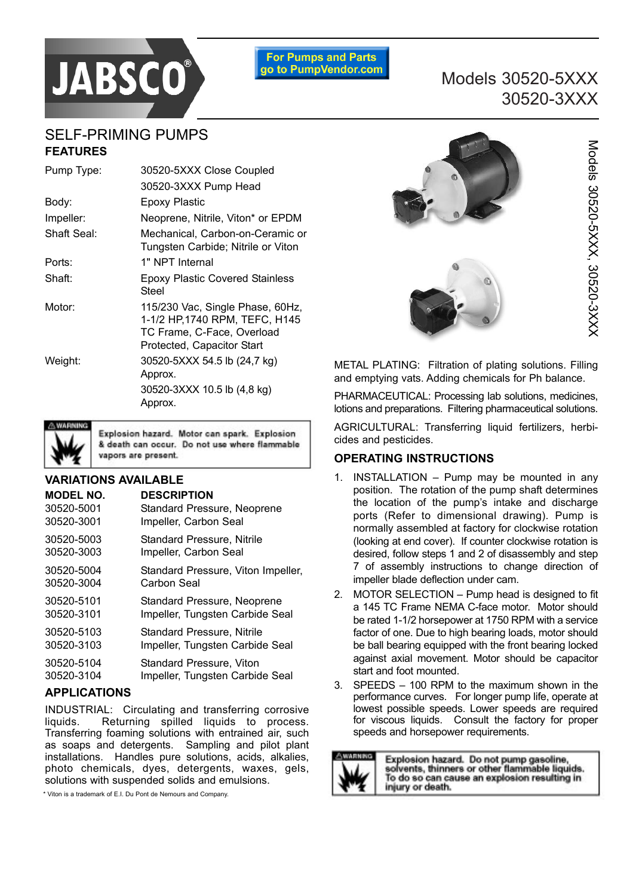JABSCO®

For Pumps and Parts go to PumpVendor.com

# Models 30520-5XXX 30520-3XXX

## SELF-PRIMING PUMPS

### FEATURES

| | |
|---|---|
| Pump Type: | 30520-5XXX Close Coupled<br>30520-3XXX Pump Head |
| Body: | Epoxy Plastic |
| Impeller: | Neoprene, Nitrile, Viton* or EPDM |
| Shaft Seal: | Mechanical, Carbon-on-Ceramic or Tungsten Carbide; Nitrile or Viton |
| Ports: | 1" NPT Internal |
| Shaft: | Epoxy Plastic Covered Stainless Steel |
| Motor: | 115/230 Vac, Single Phase, 60Hz, 1-1/2 HP,1740 RPM, TEFC, H145 TC Frame, C-Face, Overload Protected, Capacitor Start |
| Weight: | 30520-5XXX 54.5 lb (24,7 kg) Approx.<br>30520-3XXX 10.5 lb (4,8 kg) Approx. |

⚠ WARNING: Explosion hazard. Motor can spark. Explosion & death can occur. Do not use where flammable vapors are present.

### VARIATIONS AVAILABLE

| MODEL NO. | DESCRIPTION |
|---|---|
| 30520-5001<br>30520-3001 | Standard Pressure, Neoprene Impeller, Carbon Seal |
| 30520-5003<br>30520-3003 | Standard Pressure, Nitrile Impeller, Carbon Seal |
| 30520-5004<br>30520-3004 | Standard Pressure, Viton Impeller, Carbon Seal |
| 30520-5101<br>30520-3101 | Standard Pressure, Neoprene Impeller, Tungsten Carbide Seal |
| 30520-5103<br>30520-3103 | Standard Pressure, Nitrile Impeller, Tungsten Carbide Seal |
| 30520-5104<br>30520-3104 | Standard Pressure, Viton Impeller, Tungsten Carbide Seal |

### APPLICATIONS

INDUSTRIAL: Circulating and transferring corrosive liquids. Returning spilled liquids to process. Transferring foaming solutions with entrained air, such as soaps and detergents. Sampling and pilot plant installations. Handles pure solutions, acids, alkalies, photo chemicals, dyes, detergents, waxes, gels, solutions with suspended solids and emulsions.

METAL PLATING: Filtration of plating solutions. Filling and emptying vats. Adding chemicals for Ph balance.

PHARMACEUTICAL: Processing lab solutions, medicines, lotions and preparations. Filtering pharmaceutical solutions.

AGRICULTURAL: Transferring liquid fertilizers, herbicides and pesticides.

### OPERATING INSTRUCTIONS

1. INSTALLATION – Pump may be mounted in any position. The rotation of the pump shaft determines the location of the pump's intake and discharge ports (Refer to dimensional drawing). Pump is normally assembled at factory for clockwise rotation (looking at end cover). If counter clockwise rotation is desired, follow steps 1 and 2 of disassembly and step 7 of assembly instructions to change direction of impeller blade deflection under cam.
2. MOTOR SELECTION – Pump head is designed to fit a 145 TC Frame NEMA C-face motor. Motor should be rated 1-1/2 horsepower at 1750 RPM with a service factor of one. Due to high bearing loads, motor should be ball bearing equipped with the front bearing locked against axial movement. Motor should be capacitor start and foot mounted.
3. SPEEDS – 100 RPM to the maximum shown in the performance curves. For longer pump life, operate at lowest possible speeds. Lower speeds are required for viscous liquids. Consult the factory for proper speeds and horsepower requirements.

⚠ WARNING: Explosion hazard. Do not pump gasoline, solvents, thinners or other flammable liquids. To do so can cause an explosion resulting in injury or death.

\* Viton is a trademark of E.I. Du Pont de Nemours and Company.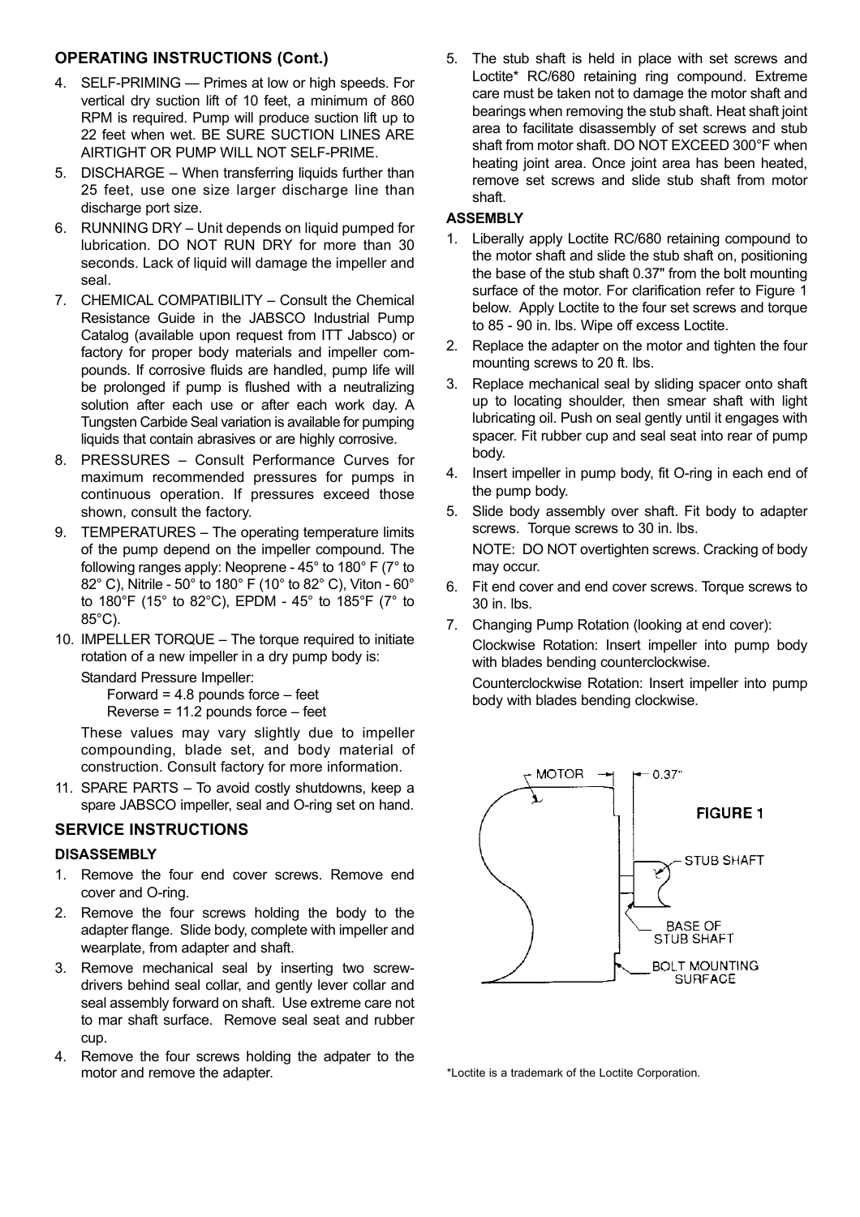## OPERATING INSTRUCTIONS (Cont.)

4. SELF-PRIMING — Primes at low or high speeds. For vertical dry suction lift of 10 feet, a minimum of 860 RPM is required. Pump will produce suction lift up to 22 feet when wet. BE SURE SUCTION LINES ARE AIRTIGHT OR PUMP WILL NOT SELF-PRIME.
5. DISCHARGE – When transferring liquids further than 25 feet, use one size larger discharge line than discharge port size.
6. RUNNING DRY – Unit depends on liquid pumped for lubrication. DO NOT RUN DRY for more than 30 seconds. Lack of liquid will damage the impeller and seal.
7. CHEMICAL COMPATIBILITY – Consult the Chemical Resistance Guide in the JABSCO Industrial Pump Catalog (available upon request from ITT Jabsco) or factory for proper body materials and impeller compounds. If corrosive fluids are handled, pump life will be prolonged if pump is flushed with a neutralizing solution after each use or after each work day. A Tungsten Carbide Seal variation is available for pumping liquids that contain abrasives or are highly corrosive.
8. PRESSURES – Consult Performance Curves for maximum recommended pressures for pumps in continuous operation. If pressures exceed those shown, consult the factory.
9. TEMPERATURES – The operating temperature limits of the pump depend on the impeller compound. The following ranges apply: Neoprene - 45° to 180° F (7° to 82° C), Nitrile - 50° to 180° F (10° to 82° C), Viton - 60° to 180°F (15° to 82°C), EPDM - 45° to 185°F (7° to 85°C).
10. IMPELLER TORQUE – The torque required to initiate rotation of a new impeller in a dry pump body is:

    Standard Pressure Impeller:

    Forward = 4.8 pounds force – feet
    Reverse = 11.2 pounds force – feet

    These values may vary slightly due to impeller compounding, blade set, and body material of construction. Consult factory for more information.
11. SPARE PARTS – To avoid costly shutdowns, keep a spare JABSCO impeller, seal and O-ring set on hand.

## SERVICE INSTRUCTIONS

### DISASSEMBLY

1. Remove the four end cover screws. Remove end cover and O-ring.
2. Remove the four screws holding the body to the adapter flange. Slide body, complete with impeller and wearplate, from adapter and shaft.
3. Remove mechanical seal by inserting two screwdrivers behind seal collar, and gently lever collar and seal assembly forward on shaft. Use extreme care not to mar shaft surface. Remove seal seat and rubber cup.
4. Remove the four screws holding the adpater to the motor and remove the adapter.
5. The stub shaft is held in place with set screws and Loctite* RC/680 retaining ring compound. Extreme care must be taken not to damage the motor shaft and bearings when removing the stub shaft. Heat shaft joint area to facilitate disassembly of set screws and stub shaft from motor shaft. DO NOT EXCEED 300°F when heating joint area. Once joint area has been heated, remove set screws and slide stub shaft from motor shaft.

### ASSEMBLY

1. Liberally apply Loctite RC/680 retaining compound to the motor shaft and slide the stub shaft on, positioning the base of the stub shaft 0.37" from the bolt mounting surface of the motor. For clarification refer to Figure 1 below. Apply Loctite to the four set screws and torque to 85 - 90 in. lbs. Wipe off excess Loctite.
2. Replace the adapter on the motor and tighten the four mounting screws to 20 ft. lbs.
3. Replace mechanical seal by sliding spacer onto shaft up to locating shoulder, then smear shaft with light lubricating oil. Push on seal gently until it engages with spacer. Fit rubber cup and seal seat into rear of pump body.
4. Insert impeller in pump body, fit O-ring in each end of the pump body.
5. Slide body assembly over shaft. Fit body to adapter screws. Torque screws to 30 in. lbs.

   NOTE: DO NOT overtighten screws. Cracking of body may occur.
6. Fit end cover and end cover screws. Torque screws to 30 in. lbs.
7. Changing Pump Rotation (looking at end cover):

   Clockwise Rotation: Insert impeller into pump body with blades bending counterclockwise.

   Counterclockwise Rotation: Insert impeller into pump body with blades bending clockwise.

MOTOR — 0.37" — STUB SHAFT — BASE OF STUB SHAFT — BOLT MOUNTING SURFACE

FIGURE 1

*Loctite is a trademark of the Loctite Corporation.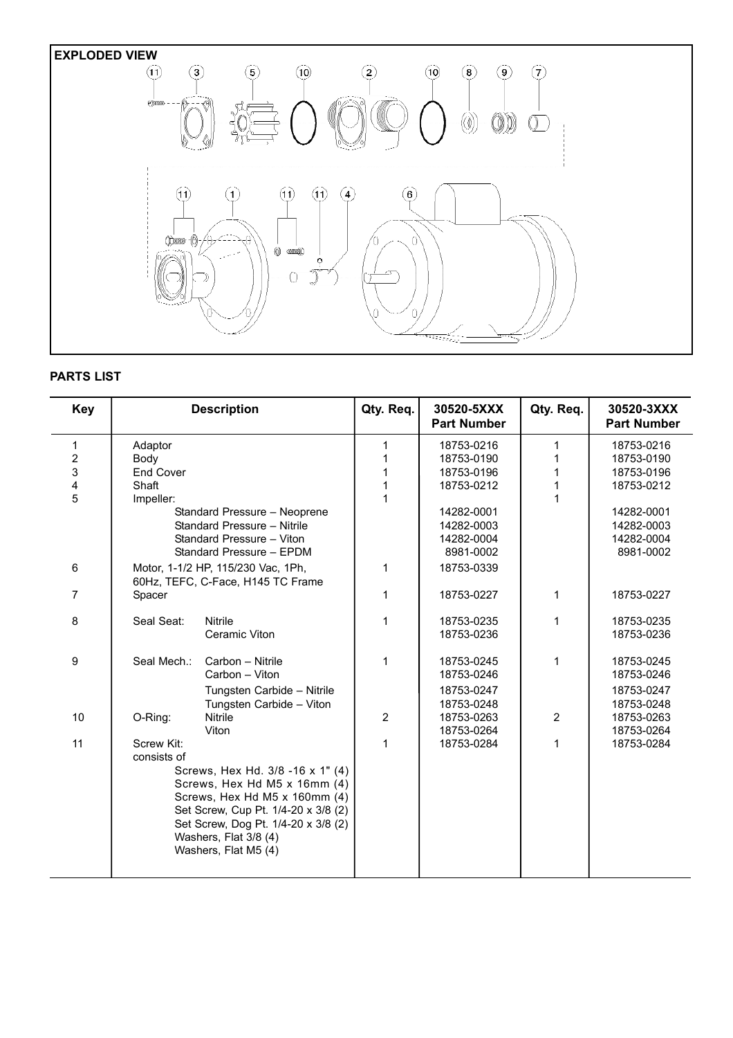## EXPLODED VIEW

11 3 5 10 2 10 8 9 7

11 1 11 11 4 6

## PARTS LIST

| Key | Description | Qty. Req. | 30520-5XXX Part Number | Qty. Req. | 30520-3XXX Part Number |
|---|---|---|---|---|---|
| 1 | Adaptor | 1 | 18753-0216 | 1 | 18753-0216 |
| 2 | Body | 1 | 18753-0190 | 1 | 18753-0190 |
| 3 | End Cover | 1 | 18753-0196 | 1 | 18753-0196 |
| 4 | Shaft | 1 | 18753-0212 | 1 | 18753-0212 |
| 5 | Impeller: | 1 | | 1 | |
| | Standard Pressure – Neoprene | | 14282-0001 | | 14282-0001 |
| | Standard Pressure – Nitrile | | 14282-0003 | | 14282-0003 |
| | Standard Pressure – Viton | | 14282-0004 | | 14282-0004 |
| | Standard Pressure – EPDM | | 8981-0002 | | 8981-0002 |
| 6 | Motor, 1-1/2 HP, 115/230 Vac, 1Ph, 60Hz, TEFC, C-Face, H145 TC Frame | 1 | 18753-0339 | | |
| 7 | Spacer | 1 | 18753-0227 | 1 | 18753-0227 |
| 8 | Seal Seat: Nitrile | 1 | 18753-0235 | 1 | 18753-0235 |
| | Ceramic Viton | | 18753-0236 | | 18753-0236 |
| 9 | Seal Mech.: Carbon – Nitrile | 1 | 18753-0245 | 1 | 18753-0245 |
| | Carbon – Viton | | 18753-0246 | | 18753-0246 |
| | Tungsten Carbide – Nitrile | | 18753-0247 | | 18753-0247 |
| | Tungsten Carbide – Viton | | 18753-0248 | | 18753-0248 |
| 10 | O-Ring: Nitrile | 2 | 18753-0263 | 2 | 18753-0263 |
| | Viton | | 18753-0264 | | 18753-0264 |
| 11 | Screw Kit: consists of | 1 | 18753-0284 | 1 | 18753-0284 |
| | Screws, Hex Hd. 3/8 -16 x 1" (4) | | | | |
| | Screws, Hex Hd M5 x 16mm (4) | | | | |
| | Screws, Hex Hd M5 x 160mm (4) | | | | |
| | Set Screw, Cup Pt. 1/4-20 x 3/8 (2) | | | | |
| | Set Screw, Dog Pt. 1/4-20 x 3/8 (2) | | | | |
| | Washers, Flat 3/8 (4) | | | | |
| | Washers, Flat M5 (4) | | | | |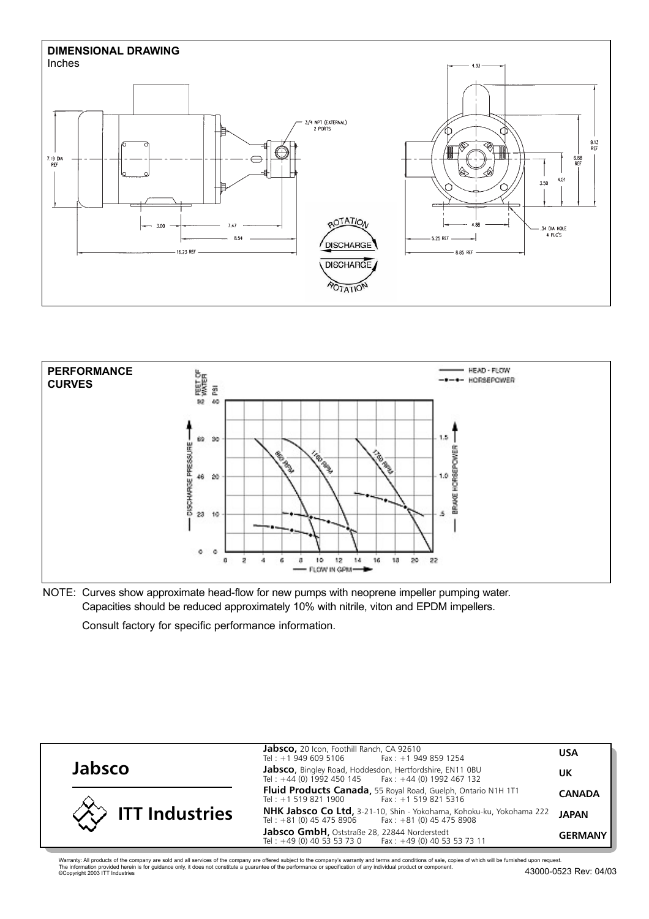## DIMENSIONAL DRAWING

Inches

3/4 NPT (EXTERNAL) 2 PORTS

7.19 DIA REF

3.00

7.47

8.54

16.23 REF

ROTATION

DISCHARGE

DISCHARGE

ROTATION

4.33

9.13 REF

6.88 REF

4.01

3.50

4.88

.34 DIA HOLE 4 PLC'S

5.25 REF

8.85 REF

## PERFORMANCE CURVES

FEET OF WATER

PSI

HEAD - FLOW

HORSEPOWER

DISCHARGE PRESSURE

BRAKE HORSEPOWER

92 40

69 30

46 20

23 10

0 0

1.5

1.0

.5

860 RPM

1160 RPM

1750 RPM

0 2 4 6 8 10 12 14 16 18 20 22

FLOW IN GPM

NOTE: Curves show approximate head-flow for new pumps with neoprene impeller pumping water. Capacities should be reduced approximately 10% with nitrile, viton and EPDM impellers.

Consult factory for specific performance information.

**Jabsco**

**ITT Industries**

| | |
|---|---|
| **Jabsco,** 20 Icon, Foothill Ranch, CA 92610<br>Tel : +1 949 609 5106 Fax : +1 949 859 1254 | **USA** |
| **Jabsco**, Bingley Road, Hoddesdon, Hertfordshire, EN11 0BU<br>Tel : +44 (0) 1992 450 145 Fax : +44 (0) 1992 467 132 | **UK** |
| **Fluid Products Canada,** 55 Royal Road, Guelph, Ontario N1H 1T1<br>Tel : +1 519 821 1900 Fax : +1 519 821 5316 | **CANADA** |
| **NHK Jabsco Co Ltd,** 3-21-10, Shin - Yokohama, Kohoku-ku, Yokohama 222<br>Tel : +81 (0) 45 475 8906 Fax : +81 (0) 45 475 8908 | **JAPAN** |
| **Jabsco GmbH,** Oststraße 28, 22844 Norderstedt<br>Tel : +49 (0) 40 53 53 73 0 Fax : +49 (0) 40 53 53 73 11 | **GERMANY** |

Warranty: All products of the company are sold and all services of the company are offered subject to the company's warranty and terms and conditions of sale, copies of which will be furnished upon request. The information provided herein is for guidance only, it does not constitute a guarantee of the performance or specification of any individual product or component.
©Copyright 2003 ITT Industries

43000-0523 Rev: 04/03